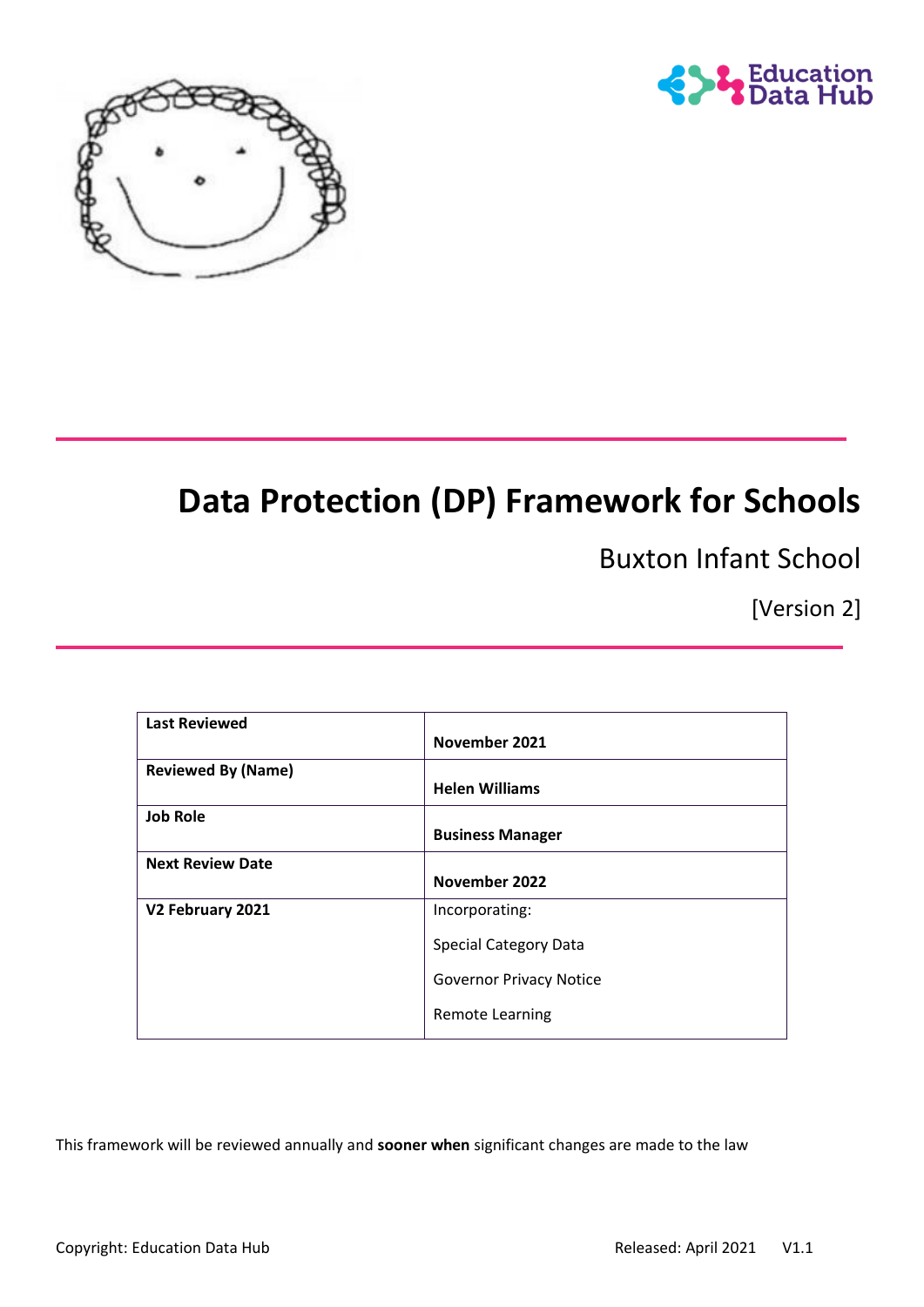# Data Protection (DP) Framework for Schools

## Buxton Infant School

[Version 2]

| Last Reviewed | **November 2021** |
|---|---|
| **Reviewed By (Name)** | **Helen Williams** |
| **Job Role** | **Business Manager** |
| **Next Review Date** | **November 2022** |
| **V2 February 2021** | Incorporating:<br>Special Category Data<br>Governor Privacy Notice<br>Remote Learning |

This framework will be reviewed annually and **sooner when** significant changes are made to the law

Copyright: Education Data Hub Released: April 2021 V1.1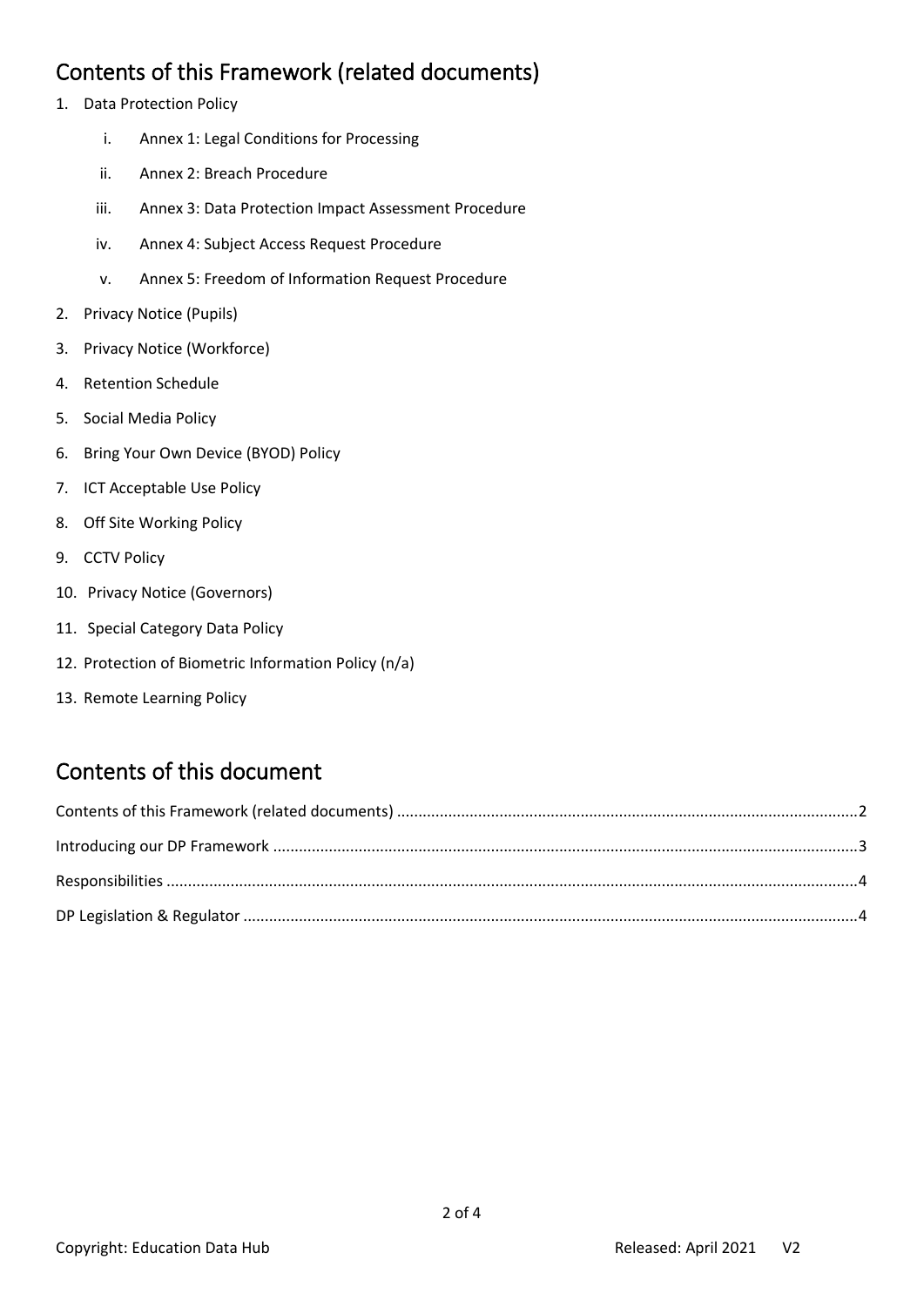## Contents of this Framework (related documents)

1. Data Protection Policy
    i. Annex 1: Legal Conditions for Processing
    ii. Annex 2: Breach Procedure
    iii. Annex 3: Data Protection Impact Assessment Procedure
    iv. Annex 4: Subject Access Request Procedure
    v. Annex 5: Freedom of Information Request Procedure
2. Privacy Notice (Pupils)
3. Privacy Notice (Workforce)
4. Retention Schedule
5. Social Media Policy
6. Bring Your Own Device (BYOD) Policy
7. ICT Acceptable Use Policy
8. Off Site Working Policy
9. CCTV Policy
10. Privacy Notice (Governors)
11. Special Category Data Policy
12. Protection of Biometric Information Policy (n/a)
13. Remote Learning Policy

## Contents of this document

Contents of this Framework (related documents) ..........2
Introducing our DP Framework ..........3
Responsibilities ..........4
DP Legislation & Regulator ..........4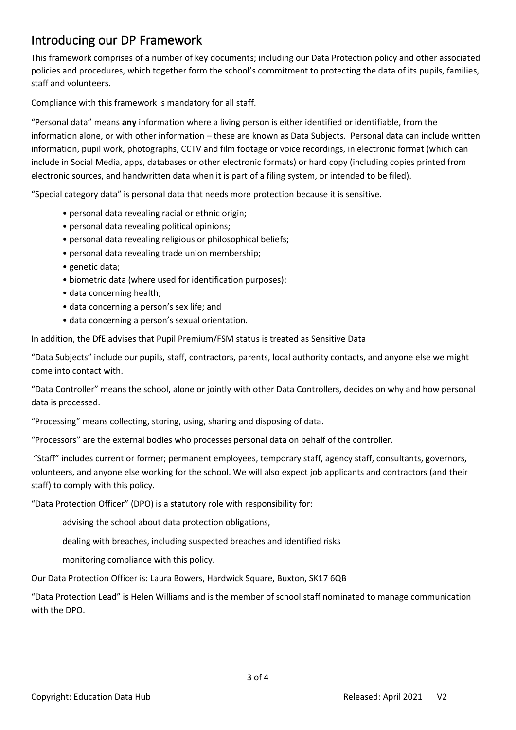## Introducing our DP Framework

This framework comprises of a number of key documents; including our Data Protection policy and other associated policies and procedures, which together form the school's commitment to protecting the data of its pupils, families, staff and volunteers.

Compliance with this framework is mandatory for all staff.

"Personal data" means **any** information where a living person is either identified or identifiable, from the information alone, or with other information – these are known as Data Subjects. Personal data can include written information, pupil work, photographs, CCTV and film footage or voice recordings, in electronic format (which can include in Social Media, apps, databases or other electronic formats) or hard copy (including copies printed from electronic sources, and handwritten data when it is part of a filing system, or intended to be filed).

"Special category data" is personal data that needs more protection because it is sensitive.

- personal data revealing racial or ethnic origin;
- personal data revealing political opinions;
- personal data revealing religious or philosophical beliefs;
- personal data revealing trade union membership;
- genetic data;
- biometric data (where used for identification purposes);
- data concerning health;
- data concerning a person's sex life; and
- data concerning a person's sexual orientation.

In addition, the DfE advises that Pupil Premium/FSM status is treated as Sensitive Data

"Data Subjects" include our pupils, staff, contractors, parents, local authority contacts, and anyone else we might come into contact with.

"Data Controller" means the school, alone or jointly with other Data Controllers, decides on why and how personal data is processed.

"Processing" means collecting, storing, using, sharing and disposing of data.

"Processors" are the external bodies who processes personal data on behalf of the controller.

"Staff" includes current or former; permanent employees, temporary staff, agency staff, consultants, governors, volunteers, and anyone else working for the school. We will also expect job applicants and contractors (and their staff) to comply with this policy.

"Data Protection Officer" (DPO) is a statutory role with responsibility for:

advising the school about data protection obligations,

dealing with breaches, including suspected breaches and identified risks

monitoring compliance with this policy.

Our Data Protection Officer is: Laura Bowers, Hardwick Square, Buxton, SK17 6QB

"Data Protection Lead" is Helen Williams and is the member of school staff nominated to manage communication with the DPO.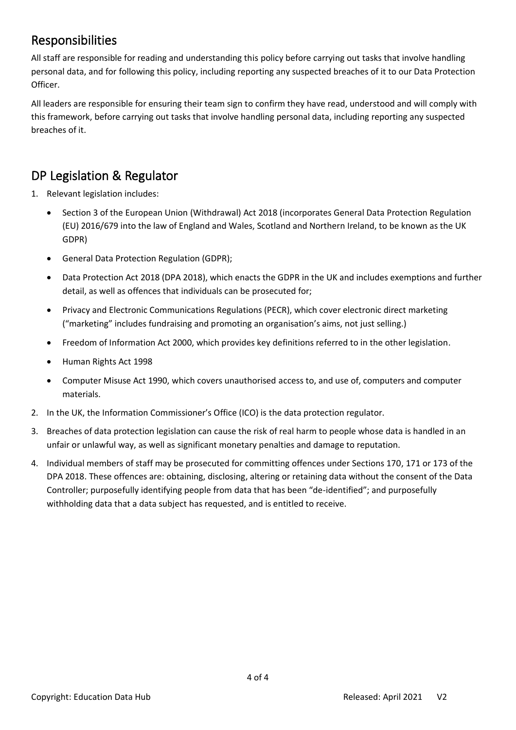## Responsibilities

All staff are responsible for reading and understanding this policy before carrying out tasks that involve handling personal data, and for following this policy, including reporting any suspected breaches of it to our Data Protection Officer.

All leaders are responsible for ensuring their team sign to confirm they have read, understood and will comply with this framework, before carrying out tasks that involve handling personal data, including reporting any suspected breaches of it.

## DP Legislation & Regulator

1. Relevant legislation includes:
   - Section 3 of the European Union (Withdrawal) Act 2018 (incorporates General Data Protection Regulation (EU) 2016/679 into the law of England and Wales, Scotland and Northern Ireland, to be known as the UK GDPR)
   - General Data Protection Regulation (GDPR);
   - Data Protection Act 2018 (DPA 2018), which enacts the GDPR in the UK and includes exemptions and further detail, as well as offences that individuals can be prosecuted for;
   - Privacy and Electronic Communications Regulations (PECR), which cover electronic direct marketing ("marketing" includes fundraising and promoting an organisation's aims, not just selling.)
   - Freedom of Information Act 2000, which provides key definitions referred to in the other legislation.
   - Human Rights Act 1998
   - Computer Misuse Act 1990, which covers unauthorised access to, and use of, computers and computer materials.
2. In the UK, the Information Commissioner's Office (ICO) is the data protection regulator.
3. Breaches of data protection legislation can cause the risk of real harm to people whose data is handled in an unfair or unlawful way, as well as significant monetary penalties and damage to reputation.
4. Individual members of staff may be prosecuted for committing offences under Sections 170, 171 or 173 of the DPA 2018. These offences are: obtaining, disclosing, altering or retaining data without the consent of the Data Controller; purposefully identifying people from data that has been "de-identified"; and purposefully withholding data that a data subject has requested, and is entitled to receive.